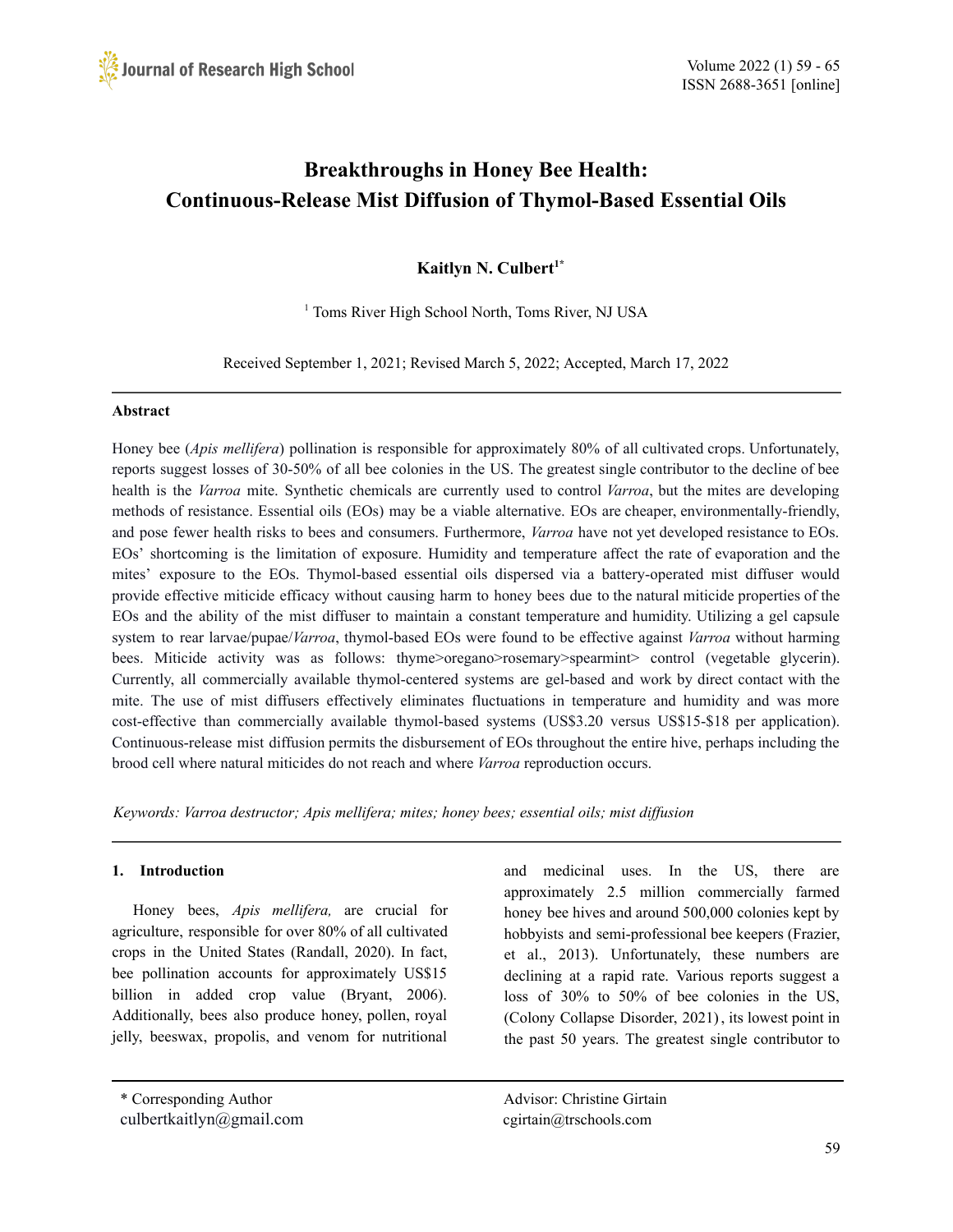# Breakthroughs in Honey Bee Health: Continuous-Release Mist Diffusion of Thymol-Based Essential Oils

**Kaitlyn N. Culbert[1*]**

[1] Toms River High School North, Toms River, NJ USA

Received September 1, 2021; Revised March 5, 2022; Accepted, March 17, 2022

## Abstract

Honey bee (*Apis mellifera*) pollination is responsible for approximately 80% of all cultivated crops. Unfortunately, reports suggest losses of 30-50% of all bee colonies in the US. The greatest single contributor to the decline of bee health is the *Varroa* mite. Synthetic chemicals are currently used to control *Varroa*, but the mites are developing methods of resistance. Essential oils (EOs) may be a viable alternative. EOs are cheaper, environmentally-friendly, and pose fewer health risks to bees and consumers. Furthermore, *Varroa* have not yet developed resistance to EOs. EOs' shortcoming is the limitation of exposure. Humidity and temperature affect the rate of evaporation and the mites' exposure to the EOs. Thymol-based essential oils dispersed via a battery-operated mist diffuser would provide effective miticide efficacy without causing harm to honey bees due to the natural miticide properties of the EOs and the ability of the mist diffuser to maintain a constant temperature and humidity. Utilizing a gel capsule system to rear larvae/pupae/*Varroa*, thymol-based EOs were found to be effective against *Varroa* without harming bees. Miticide activity was as follows: thyme>oregano>rosemary>spearmint> control (vegetable glycerin). Currently, all commercially available thymol-centered systems are gel-based and work by direct contact with the mite. The use of mist diffusers effectively eliminates fluctuations in temperature and humidity and was more cost-effective than commercially available thymol-based systems (US$3.20 versus US$15-$18 per application). Continuous-release mist diffusion permits the disbursement of EOs throughout the entire hive, perhaps including the brood cell where natural miticides do not reach and where *Varroa* reproduction occurs.

*Keywords: Varroa destructor; Apis mellifera; mites; honey bees; essential oils; mist diffusion*

## 1. Introduction

Honey bees, *Apis mellifera,* are crucial for agriculture, responsible for over 80% of all cultivated crops in the United States (Randall, 2020). In fact, bee pollination accounts for approximately US$15 billion in added crop value (Bryant, 2006). Additionally, bees also produce honey, pollen, royal jelly, beeswax, propolis, and venom for nutritional and medicinal uses. In the US, there are approximately 2.5 million commercially farmed honey bee hives and around 500,000 colonies kept by hobbyists and semi-professional bee keepers (Frazier, et al., 2013). Unfortunately, these numbers are declining at a rapid rate. Various reports suggest a loss of 30% to 50% of bee colonies in the US, (Colony Collapse Disorder, 2021), its lowest point in the past 50 years. The greatest single contributor to

\* Corresponding Author
culbertkaitlyn@gmail.com

Advisor: Christine Girtain
cgirtain@trschools.com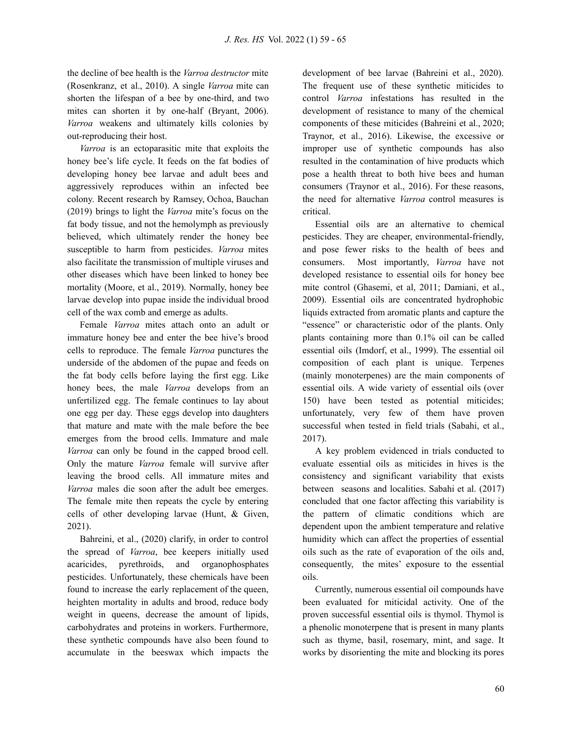the decline of bee health is the *Varroa destructor* mite (Rosenkranz, et al., 2010). A single *Varroa* mite can shorten the lifespan of a bee by one-third, and two mites can shorten it by one-half (Bryant, 2006). *Varroa* weakens and ultimately kills colonies by out-reproducing their host.

*Varroa* is an ectoparasitic mite that exploits the honey bee's life cycle. It feeds on the fat bodies of developing honey bee larvae and adult bees and aggressively reproduces within an infected bee colony. Recent research by Ramsey, Ochoa, Bauchan (2019) brings to light the *Varroa* mite's focus on the fat body tissue, and not the hemolymph as previously believed, which ultimately render the honey bee susceptible to harm from pesticides. *Varroa* mites also facilitate the transmission of multiple viruses and other diseases which have been linked to honey bee mortality (Moore, et al., 2019). Normally, honey bee larvae develop into pupae inside the individual brood cell of the wax comb and emerge as adults.

Female *Varroa* mites attach onto an adult or immature honey bee and enter the bee hive's brood cells to reproduce. The female *Varroa* punctures the underside of the abdomen of the pupae and feeds on the fat body cells before laying the first egg. Like honey bees, the male *Varroa* develops from an unfertilized egg. The female continues to lay about one egg per day. These eggs develop into daughters that mature and mate with the male before the bee emerges from the brood cells. Immature and male *Varroa* can only be found in the capped brood cell. Only the mature *Varroa* female will survive after leaving the brood cells. All immature mites and *Varroa* males die soon after the adult bee emerges. The female mite then repeats the cycle by entering cells of other developing larvae (Hunt, & Given, 2021).

Bahreini, et al., (2020) clarify, in order to control the spread of *Varroa*, bee keepers initially used acaricides, pyrethroids, and organophosphates pesticides. Unfortunately, these chemicals have been found to increase the early replacement of the queen, heighten mortality in adults and brood, reduce body weight in queens, decrease the amount of lipids, carbohydrates and proteins in workers. Furthermore, these synthetic compounds have also been found to accumulate in the beeswax which impacts the development of bee larvae (Bahreini et al., 2020). The frequent use of these synthetic miticides to control *Varroa* infestations has resulted in the development of resistance to many of the chemical components of these miticides (Bahreini et al., 2020; Traynor, et al., 2016). Likewise, the excessive or improper use of synthetic compounds has also resulted in the contamination of hive products which pose a health threat to both hive bees and human consumers (Traynor et al., 2016). For these reasons, the need for alternative *Varroa* control measures is critical.

Essential oils are an alternative to chemical pesticides. They are cheaper, environmental-friendly, and pose fewer risks to the health of bees and consumers. Most importantly, *Varroa* have not developed resistance to essential oils for honey bee mite control (Ghasemi, et al, 2011; Damiani, et al., 2009). Essential oils are concentrated hydrophobic liquids extracted from aromatic plants and capture the "essence" or characteristic odor of the plants. Only plants containing more than 0.1% oil can be called essential oils (Imdorf, et al., 1999). The essential oil composition of each plant is unique. Terpenes (mainly monoterpenes) are the main components of essential oils. A wide variety of essential oils (over 150) have been tested as potential miticides; unfortunately, very few of them have proven successful when tested in field trials (Sabahi, et al., 2017).

A key problem evidenced in trials conducted to evaluate essential oils as miticides in hives is the consistency and significant variability that exists between seasons and localities. Sabahi et al. (2017) concluded that one factor affecting this variability is the pattern of climatic conditions which are dependent upon the ambient temperature and relative humidity which can affect the properties of essential oils such as the rate of evaporation of the oils and, consequently, the mites' exposure to the essential oils.

Currently, numerous essential oil compounds have been evaluated for miticidal activity. One of the proven successful essential oils is thymol. Thymol is a phenolic monoterpene that is present in many plants such as thyme, basil, rosemary, mint, and sage. It works by disorienting the mite and blocking its pores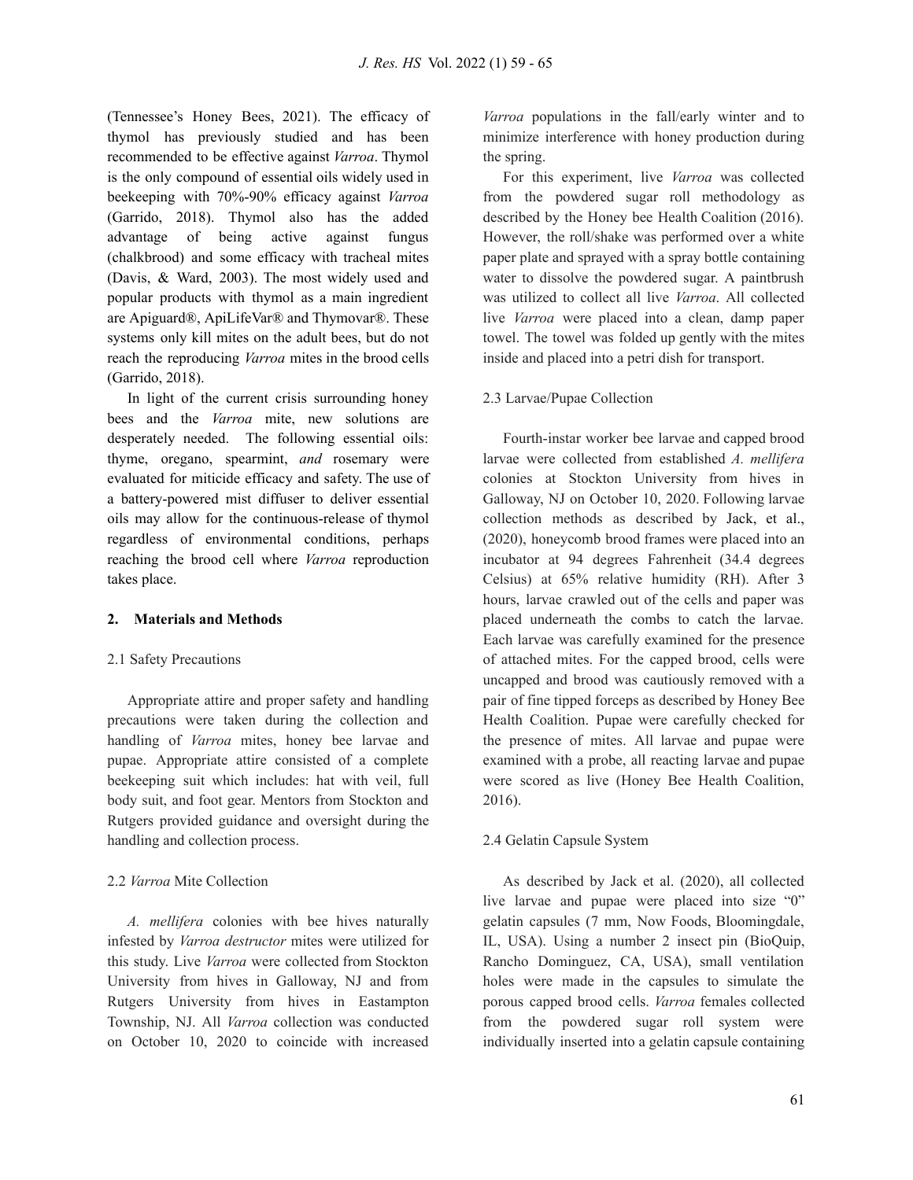(Tennessee's Honey Bees, 2021). The efficacy of thymol has previously studied and has been recommended to be effective against *Varroa*. Thymol is the only compound of essential oils widely used in beekeeping with 70%-90% efficacy against *Varroa* (Garrido, 2018). Thymol also has the added advantage of being active against fungus (chalkbrood) and some efficacy with tracheal mites (Davis, & Ward, 2003). The most widely used and popular products with thymol as a main ingredient are Apiguard®, ApiLifeVar® and Thymovar®. These systems only kill mites on the adult bees, but do not reach the reproducing *Varroa* mites in the brood cells (Garrido, 2018).

In light of the current crisis surrounding honey bees and the *Varroa* mite, new solutions are desperately needed. The following essential oils: thyme, oregano, spearmint, *and* rosemary were evaluated for miticide efficacy and safety. The use of a battery-powered mist diffuser to deliver essential oils may allow for the continuous-release of thymol regardless of environmental conditions, perhaps reaching the brood cell where *Varroa* reproduction takes place.

## 2. Materials and Methods

### 2.1 Safety Precautions

Appropriate attire and proper safety and handling precautions were taken during the collection and handling of *Varroa* mites, honey bee larvae and pupae. Appropriate attire consisted of a complete beekeeping suit which includes: hat with veil, full body suit, and foot gear. Mentors from Stockton and Rutgers provided guidance and oversight during the handling and collection process.

### 2.2 *Varroa* Mite Collection

*A. mellifera* colonies with bee hives naturally infested by *Varroa destructor* mites were utilized for this study. Live *Varroa* were collected from Stockton University from hives in Galloway, NJ and from Rutgers University from hives in Eastampton Township, NJ. All *Varroa* collection was conducted on October 10, 2020 to coincide with increased *Varroa* populations in the fall/early winter and to minimize interference with honey production during the spring.

For this experiment, live *Varroa* was collected from the powdered sugar roll methodology as described by the Honey bee Health Coalition (2016). However, the roll/shake was performed over a white paper plate and sprayed with a spray bottle containing water to dissolve the powdered sugar. A paintbrush was utilized to collect all live *Varroa*. All collected live *Varroa* were placed into a clean, damp paper towel. The towel was folded up gently with the mites inside and placed into a petri dish for transport.

### 2.3 Larvae/Pupae Collection

Fourth-instar worker bee larvae and capped brood larvae were collected from established *A. mellifera* colonies at Stockton University from hives in Galloway, NJ on October 10, 2020. Following larvae collection methods as described by Jack, et al., (2020), honeycomb brood frames were placed into an incubator at 94 degrees Fahrenheit (34.4 degrees Celsius) at 65% relative humidity (RH). After 3 hours, larvae crawled out of the cells and paper was placed underneath the combs to catch the larvae. Each larvae was carefully examined for the presence of attached mites. For the capped brood, cells were uncapped and brood was cautiously removed with a pair of fine tipped forceps as described by Honey Bee Health Coalition. Pupae were carefully checked for the presence of mites. All larvae and pupae were examined with a probe, all reacting larvae and pupae were scored as live (Honey Bee Health Coalition, 2016).

### 2.4 Gelatin Capsule System

As described by Jack et al. (2020), all collected live larvae and pupae were placed into size "0" gelatin capsules (7 mm, Now Foods, Bloomingdale, IL, USA). Using a number 2 insect pin (BioQuip, Rancho Dominguez, CA, USA), small ventilation holes were made in the capsules to simulate the porous capped brood cells. *Varroa* females collected from the powdered sugar roll system were individually inserted into a gelatin capsule containing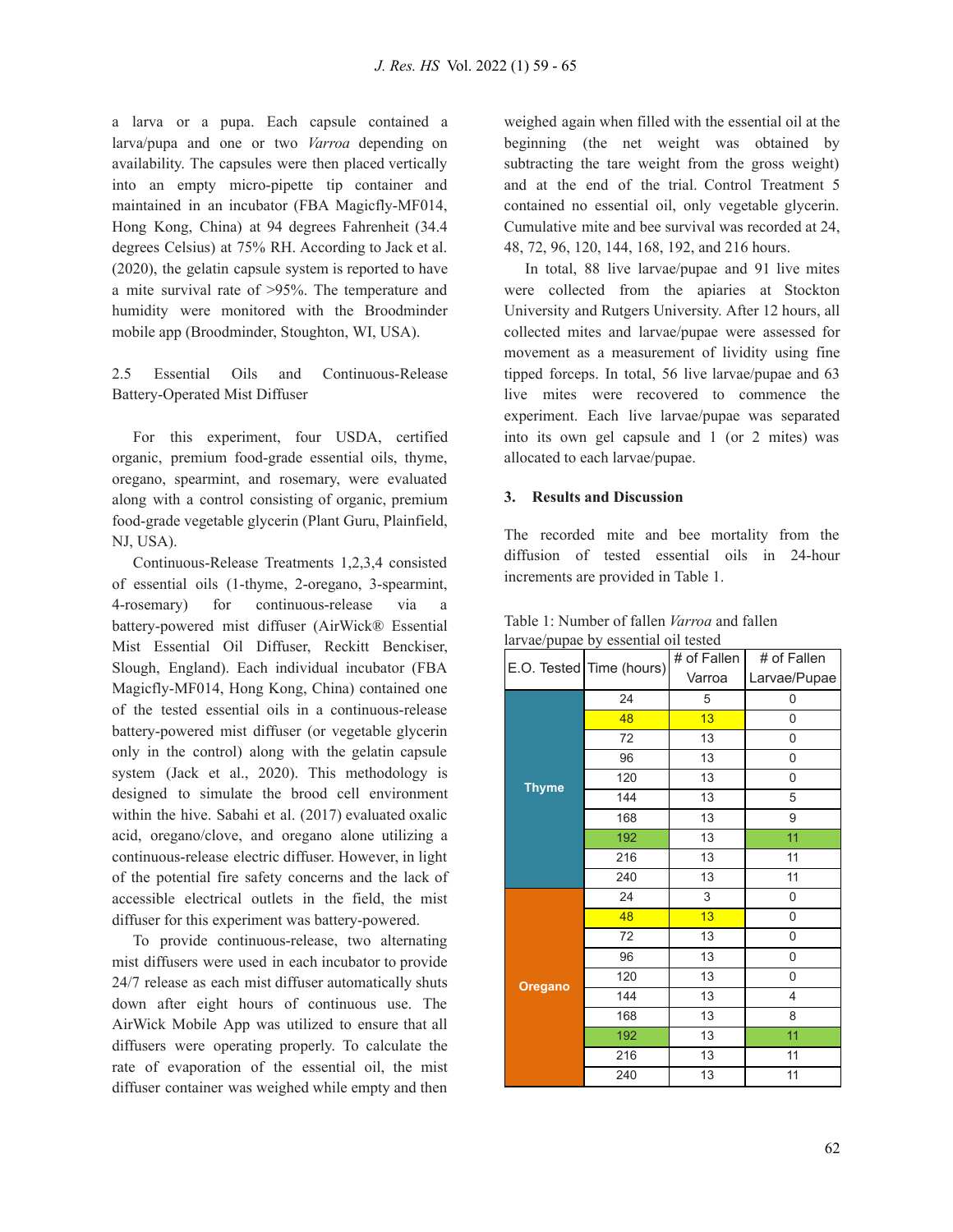a larva or a pupa. Each capsule contained a larva/pupa and one or two *Varroa* depending on availability. The capsules were then placed vertically into an empty micro-pipette tip container and maintained in an incubator (FBA Magicfly-MF014, Hong Kong, China) at 94 degrees Fahrenheit (34.4 degrees Celsius) at 75% RH. According to Jack et al. (2020), the gelatin capsule system is reported to have a mite survival rate of >95%. The temperature and humidity were monitored with the Broodminder mobile app (Broodminder, Stoughton, WI, USA).

2.5 Essential Oils and Continuous-Release Battery-Operated Mist Diffuser

For this experiment, four USDA, certified organic, premium food-grade essential oils, thyme, oregano, spearmint, and rosemary, were evaluated along with a control consisting of organic, premium food-grade vegetable glycerin (Plant Guru, Plainfield, NJ, USA).

Continuous-Release Treatments 1,2,3,4 consisted of essential oils (1-thyme, 2-oregano, 3-spearmint, 4-rosemary) for continuous-release via a battery-powered mist diffuser (AirWick® Essential Mist Essential Oil Diffuser, Reckitt Benckiser, Slough, England). Each individual incubator (FBA Magicfly-MF014, Hong Kong, China) contained one of the tested essential oils in a continuous-release battery-powered mist diffuser (or vegetable glycerin only in the control) along with the gelatin capsule system (Jack et al., 2020). This methodology is designed to simulate the brood cell environment within the hive. Sabahi et al. (2017) evaluated oxalic acid, oregano/clove, and oregano alone utilizing a continuous-release electric diffuser. However, in light of the potential fire safety concerns and the lack of accessible electrical outlets in the field, the mist diffuser for this experiment was battery-powered.

To provide continuous-release, two alternating mist diffusers were used in each incubator to provide 24/7 release as each mist diffuser automatically shuts down after eight hours of continuous use. The AirWick Mobile App was utilized to ensure that all diffusers were operating properly. To calculate the rate of evaporation of the essential oil, the mist diffuser container was weighed while empty and then weighed again when filled with the essential oil at the beginning (the net weight was obtained by subtracting the tare weight from the gross weight) and at the end of the trial. Control Treatment 5 contained no essential oil, only vegetable glycerin. Cumulative mite and bee survival was recorded at 24, 48, 72, 96, 120, 144, 168, 192, and 216 hours.

In total, 88 live larvae/pupae and 91 live mites were collected from the apiaries at Stockton University and Rutgers University. After 12 hours, all collected mites and larvae/pupae were assessed for movement as a measurement of lividity using fine tipped forceps. In total, 56 live larvae/pupae and 63 live mites were recovered to commence the experiment. Each live larvae/pupae was separated into its own gel capsule and 1 (or 2 mites) was allocated to each larvae/pupae.

## 3. Results and Discussion

The recorded mite and bee mortality from the diffusion of tested essential oils in 24-hour increments are provided in Table 1.

Table 1: Number of fallen *Varroa* and fallen larvae/pupae by essential oil tested

| E.O. Tested | Time (hours) | # of Fallen Varroa | # of Fallen Larvae/Pupae |
|---|---|---|---|
| Thyme | 24 | 5 | 0 |
| | 48 | 13 | 0 |
| | 72 | 13 | 0 |
| | 96 | 13 | 0 |
| | 120 | 13 | 0 |
| | 144 | 13 | 5 |
| | 168 | 13 | 9 |
| | 192 | 13 | 11 |
| | 216 | 13 | 11 |
| | 240 | 13 | 11 |
| Oregano | 24 | 3 | 0 |
| | 48 | 13 | 0 |
| | 72 | 13 | 0 |
| | 96 | 13 | 0 |
| | 120 | 13 | 0 |
| | 144 | 13 | 4 |
| | 168 | 13 | 8 |
| | 192 | 13 | 11 |
| | 216 | 13 | 11 |
| | 240 | 13 | 11 |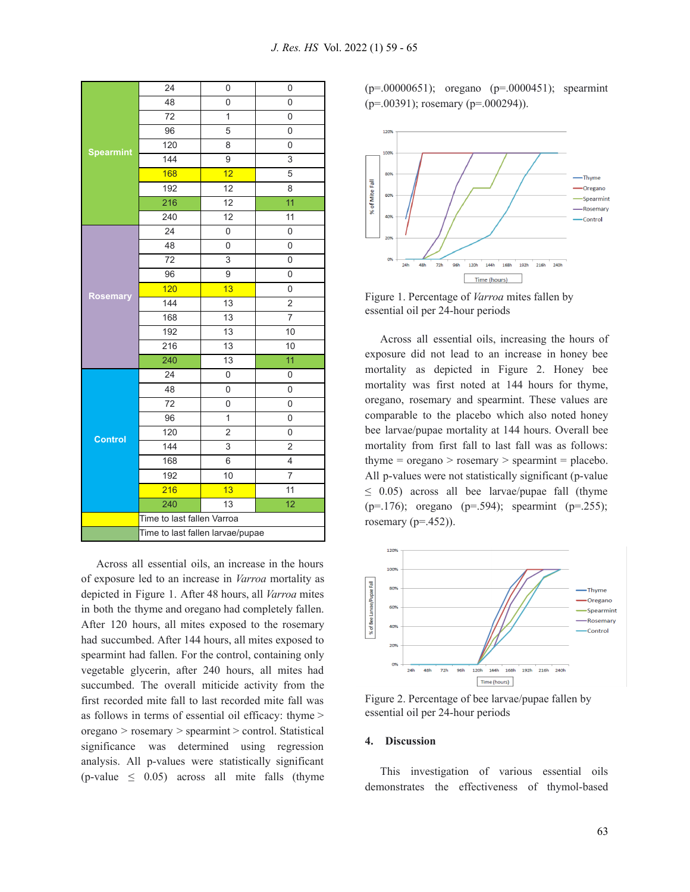| | | | |
|---|---|---|---|
| Spearmint | 24 | 0 | 0 |
| | 48 | 0 | 0 |
| | 72 | 1 | 0 |
| | 96 | 5 | 0 |
| | 120 | 8 | 0 |
| | 144 | 9 | 3 |
| | 168 | 12 | 5 |
| | 192 | 12 | 8 |
| | 216 | 12 | 11 |
| | 240 | 12 | 11 |
| Rosemary | 24 | 0 | 0 |
| | 48 | 0 | 0 |
| | 72 | 3 | 0 |
| | 96 | 9 | 0 |
| | 120 | 13 | 0 |
| | 144 | 13 | 2 |
| | 168 | 13 | 7 |
| | 192 | 13 | 10 |
| | 216 | 13 | 10 |
| | 240 | 13 | 11 |
| Control | 24 | 0 | 0 |
| | 48 | 0 | 0 |
| | 72 | 0 | 0 |
| | 96 | 1 | 0 |
| | 120 | 2 | 0 |
| | 144 | 3 | 2 |
| | 168 | 6 | 4 |
| | 192 | 10 | 7 |
| | 216 | 13 | 11 |
| | 240 | 13 | 12 |
| (yellow) | Time to last fallen Varroa | | |
| (green) | Time to last fallen larvae/pupae | | |

Across all essential oils, an increase in the hours of exposure led to an increase in *Varroa* mortality as depicted in Figure 1. After 48 hours, all *Varroa* mites in both the thyme and oregano had completely fallen. After 120 hours, all mites exposed to the rosemary had succumbed. After 144 hours, all mites exposed to spearmint had fallen. For the control, containing only vegetable glycerin, after 240 hours, all mites had succumbed. The overall miticide activity from the first recorded mite fall to last recorded mite fall was as follows in terms of essential oil efficacy: thyme > oregano > rosemary > spearmint > control. Statistical significance was determined using regression analysis. All p-values were statistically significant (p-value ≤ 0.05) across all mite falls (thyme (p=.00000651); oregano (p=.0000451); spearmint (p=.00391); rosemary (p=.000294)).

Figure 1. Percentage of *Varroa* mites fallen by essential oil per 24-hour periods

Across all essential oils, increasing the hours of exposure did not lead to an increase in honey bee mortality as depicted in Figure 2. Honey bee mortality was first noted at 144 hours for thyme, oregano, rosemary and spearmint. These values are comparable to the placebo which also noted honey bee larvae/pupae mortality at 144 hours. Overall bee mortality from first fall to last fall was as follows: thyme = oregano > rosemary > spearmint = placebo. All p-values were not statistically significant (p-value ≤ 0.05) across all bee larvae/pupae fall (thyme (p=.176); oregano (p=.594); spearmint (p=.255); rosemary (p=.452)).

Figure 2. Percentage of bee larvae/pupae fallen by essential oil per 24-hour periods

## 4. Discussion

This investigation of various essential oils demonstrates the effectiveness of thymol-based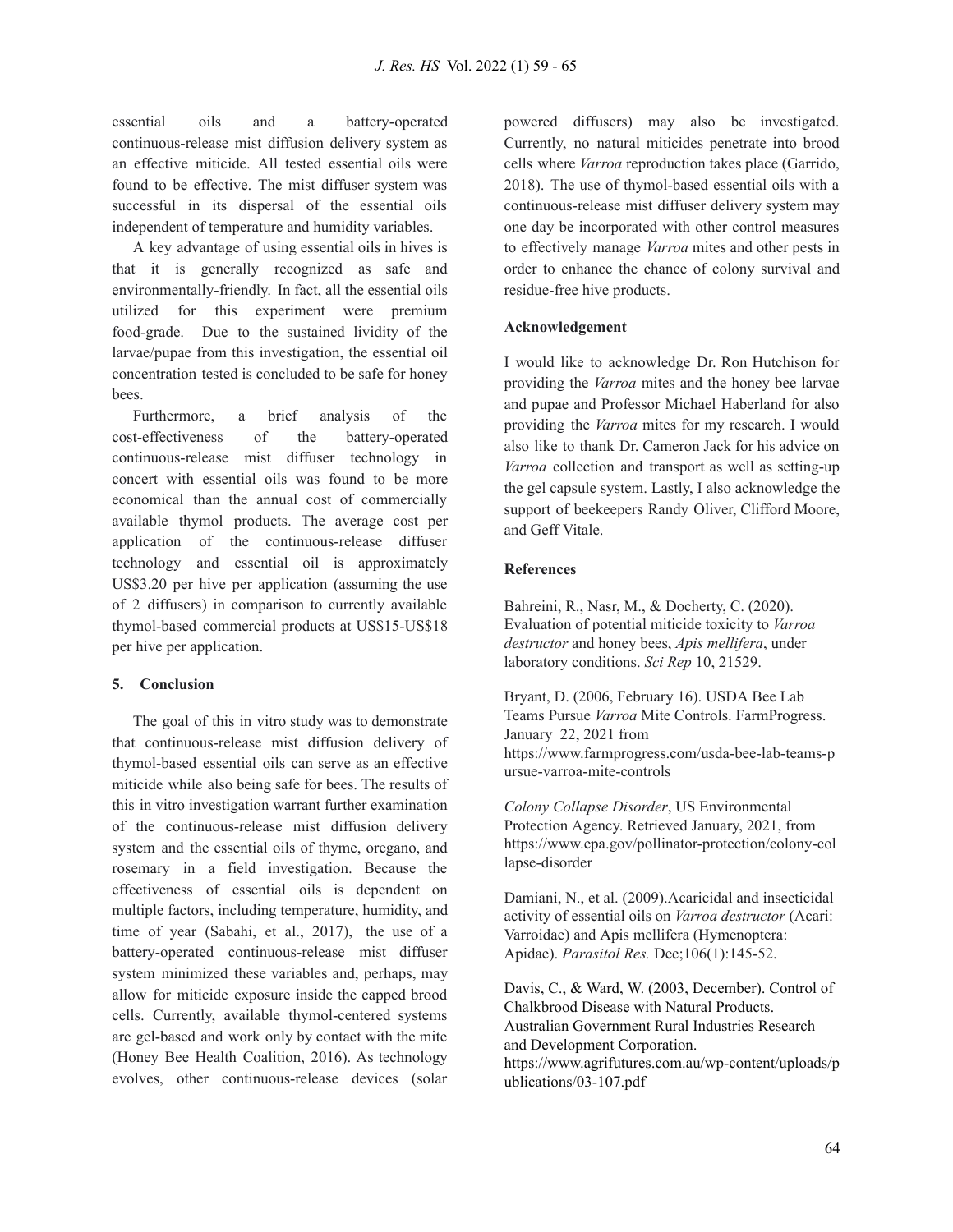essential oils and a battery-operated continuous-release mist diffusion delivery system as an effective miticide. All tested essential oils were found to be effective. The mist diffuser system was successful in its dispersal of the essential oils independent of temperature and humidity variables.

A key advantage of using essential oils in hives is that it is generally recognized as safe and environmentally-friendly. In fact, all the essential oils utilized for this experiment were premium food-grade. Due to the sustained lividity of the larvae/pupae from this investigation, the essential oil concentration tested is concluded to be safe for honey bees.

Furthermore, a brief analysis of the cost-effectiveness of the battery-operated continuous-release mist diffuser technology in concert with essential oils was found to be more economical than the annual cost of commercially available thymol products. The average cost per application of the continuous-release diffuser technology and essential oil is approximately US$3.20 per hive per application (assuming the use of 2 diffusers) in comparison to currently available thymol-based commercial products at US$15-US$18 per hive per application.

## 5. Conclusion

The goal of this in vitro study was to demonstrate that continuous-release mist diffusion delivery of thymol-based essential oils can serve as an effective miticide while also being safe for bees. The results of this in vitro investigation warrant further examination of the continuous-release mist diffusion delivery system and the essential oils of thyme, oregano, and rosemary in a field investigation. Because the effectiveness of essential oils is dependent on multiple factors, including temperature, humidity, and time of year (Sabahi, et al., 2017), the use of a battery-operated continuous-release mist diffuser system minimized these variables and, perhaps, may allow for miticide exposure inside the capped brood cells. Currently, available thymol-centered systems are gel-based and work only by contact with the mite (Honey Bee Health Coalition, 2016). As technology evolves, other continuous-release devices (solar powered diffusers) may also be investigated. Currently, no natural miticides penetrate into brood cells where *Varroa* reproduction takes place (Garrido, 2018). The use of thymol-based essential oils with a continuous-release mist diffuser delivery system may one day be incorporated with other control measures to effectively manage *Varroa* mites and other pests in order to enhance the chance of colony survival and residue-free hive products.

### Acknowledgement

I would like to acknowledge Dr. Ron Hutchison for providing the *Varroa* mites and the honey bee larvae and pupae and Professor Michael Haberland for also providing the *Varroa* mites for my research. I would also like to thank Dr. Cameron Jack for his advice on *Varroa* collection and transport as well as setting-up the gel capsule system. Lastly, I also acknowledge the support of beekeepers Randy Oliver, Clifford Moore, and Geff Vitale.

### References

Bahreini, R., Nasr, M., & Docherty, C. (2020). Evaluation of potential miticide toxicity to *Varroa destructor* and honey bees, *Apis mellifera*, under laboratory conditions. *Sci Rep* 10, 21529.

Bryant, D. (2006, February 16). USDA Bee Lab Teams Pursue *Varroa* Mite Controls. FarmProgress. January 22, 2021 from https://www.farmprogress.com/usda-bee-lab-teams-pursue-varroa-mite-controls

*Colony Collapse Disorder*, US Environmental Protection Agency. Retrieved January, 2021, from https://www.epa.gov/pollinator-protection/colony-collapse-disorder

Damiani, N., et al. (2009).Acaricidal and insecticidal activity of essential oils on *Varroa destructor* (Acari: Varroidae) and Apis mellifera (Hymenoptera: Apidae). *Parasitol Res.* Dec;106(1):145-52.

Davis, C., & Ward, W. (2003, December). Control of Chalkbrood Disease with Natural Products. Australian Government Rural Industries Research and Development Corporation. https://www.agrifutures.com.au/wp-content/uploads/publications/03-107.pdf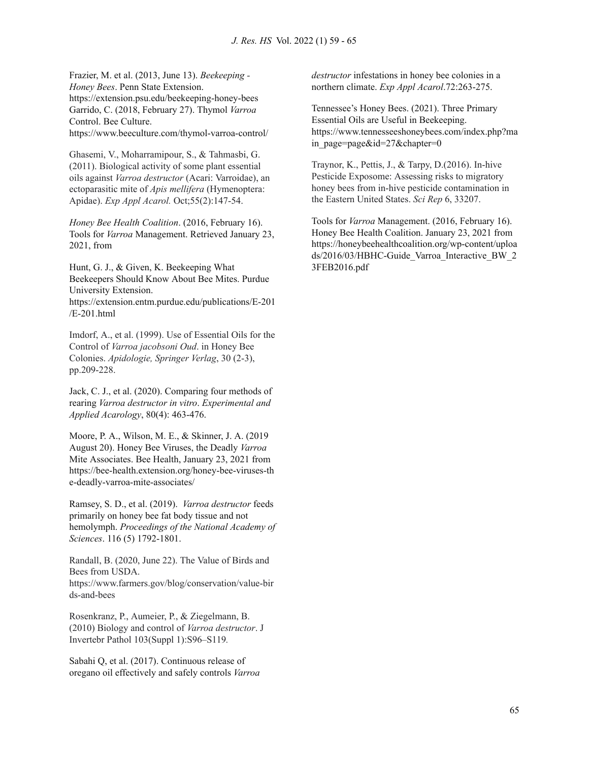Frazier, M. et al. (2013, June 13). *Beekeeping - Honey Bees*. Penn State Extension. https://extension.psu.edu/beekeeping-honey-bees

Garrido, C. (2018, February 27). Thymol *Varroa* Control. Bee Culture. https://www.beeculture.com/thymol-varroa-control/

Ghasemi, V., Moharramipour, S., & Tahmasbi, G. (2011). Biological activity of some plant essential oils against *Varroa destructor* (Acari: Varroidae), an ectoparasitic mite of *Apis mellifera* (Hymenoptera: Apidae). *Exp Appl Acarol.* Oct;55(2):147-54.

*Honey Bee Health Coalition*. (2016, February 16). Tools for *Varroa* Management. Retrieved January 23, 2021, from

Hunt, G. J., & Given, K. Beekeeping What Beekeepers Should Know About Bee Mites. Purdue University Extension. https://extension.entm.purdue.edu/publications/E-201/E-201.html

Imdorf, A., et al. (1999). Use of Essential Oils for the Control of *Varroa jacobsoni Oud*. in Honey Bee Colonies. *Apidologie, Springer Verlag*, 30 (2-3), pp.209-228.

Jack, C. J., et al. (2020). Comparing four methods of rearing *Varroa destructor in vitro*. *Experimental and Applied Acarology*, 80(4): 463-476.

Moore, P. A., Wilson, M. E., & Skinner, J. A. (2019 August 20). Honey Bee Viruses, the Deadly *Varroa* Mite Associates. Bee Health, January 23, 2021 from https://bee-health.extension.org/honey-bee-viruses-the-deadly-varroa-mite-associates/

Ramsey, S. D., et al. (2019). *Varroa destructor* feeds primarily on honey bee fat body tissue and not hemolymph. *Proceedings of the National Academy of Sciences*. 116 (5) 1792-1801.

Randall, B. (2020, June 22). The Value of Birds and Bees from USDA. https://www.farmers.gov/blog/conservation/value-birds-and-bees

Rosenkranz, P., Aumeier, P., & Ziegelmann, B. (2010) Biology and control of *Varroa destructor*. J Invertebr Pathol 103(Suppl 1):S96–S119.

Sabahi Q, et al. (2017). Continuous release of oregano oil effectively and safely controls *Varroa destructor* infestations in honey bee colonies in a northern climate. *Exp Appl Acarol*.72:263-275.

Tennessee's Honey Bees. (2021). Three Primary Essential Oils are Useful in Beekeeping. https://www.tennesseeshoneybees.com/index.php?main_page=page&id=27&chapter=0

Traynor, K., Pettis, J., & Tarpy, D.(2016). In-hive Pesticide Exposome: Assessing risks to migratory honey bees from in-hive pesticide contamination in the Eastern United States. *Sci Rep* 6, 33207.

Tools for *Varroa* Management. (2016, February 16). Honey Bee Health Coalition. January 23, 2021 from https://honeybeehealthcoalition.org/wp-content/uploads/2016/03/HBHC-Guide_Varroa_Interactive_BW_23FEB2016.pdf